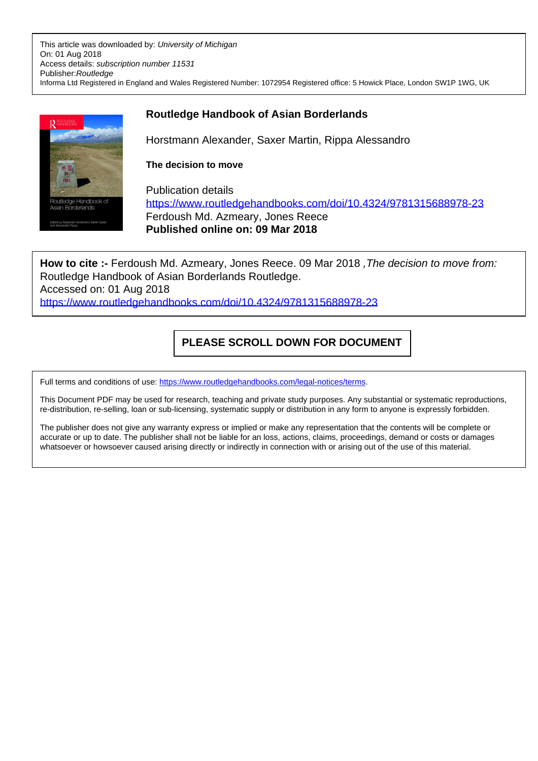This article was downloaded by: *University of Michigan*
On: 01 Aug 2018
Access details: *subscription number 11531*
Publisher: *Routledge*
Informa Ltd Registered in England and Wales Registered Number: 1072954 Registered office: 5 Howick Place, London SW1P 1WG, UK

## Routledge Handbook of Asian Borderlands

Horstmann Alexander, Saxer Martin, Rippa Alessandro

**The decision to move**

Publication details
https://www.routledgehandbooks.com/doi/10.4324/9781315688978-23
Ferdoush Md. Azmeary, Jones Reece
**Published online on: 09 Mar 2018**

**How to cite :-** Ferdoush Md. Azmeary, Jones Reece. 09 Mar 2018 ,*The decision to move from:* Routledge Handbook of Asian Borderlands Routledge.
Accessed on: 01 Aug 2018
https://www.routledgehandbooks.com/doi/10.4324/9781315688978-23

**PLEASE SCROLL DOWN FOR DOCUMENT**

Full terms and conditions of use: https://www.routledgehandbooks.com/legal-notices/terms.

This Document PDF may be used for research, teaching and private study purposes. Any substantial or systematic reproductions, re-distribution, re-selling, loan or sub-licensing, systematic supply or distribution in any form to anyone is expressly forbidden.

The publisher does not give any warranty express or implied or make any representation that the contents will be complete or accurate or up to date. The publisher shall not be liable for an loss, actions, claims, proceedings, demand or costs or damages whatsoever or howsoever caused arising directly or indirectly in connection with or arising out of the use of this material.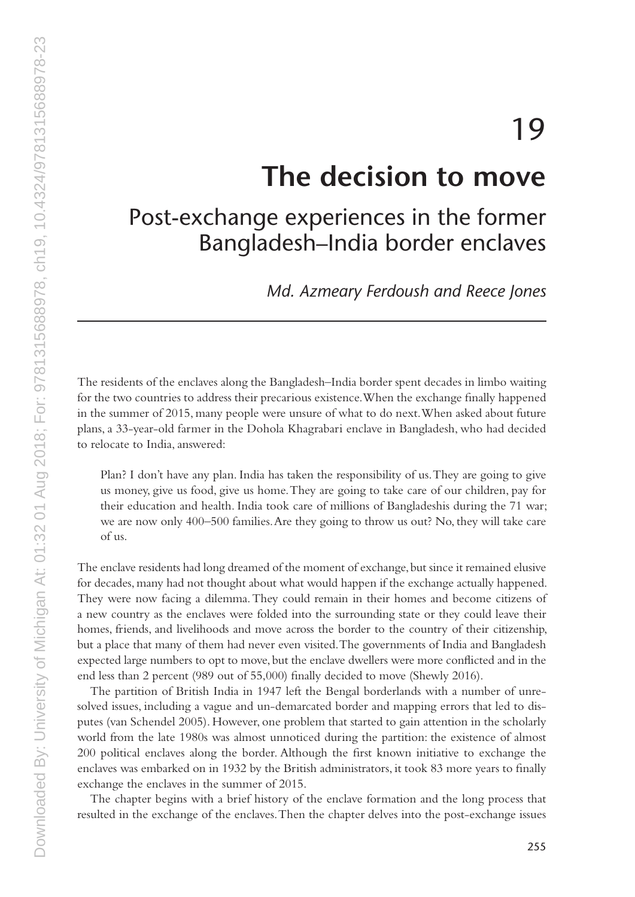# 19

# The decision to move

## Post-exchange experiences in the former Bangladesh–India border enclaves

*Md. Azmeary Ferdoush and Reece Jones*

The residents of the enclaves along the Bangladesh–India border spent decades in limbo waiting for the two countries to address their precarious existence. When the exchange finally happened in the summer of 2015, many people were unsure of what to do next. When asked about future plans, a 33-year-old farmer in the Dohola Khagrabari enclave in Bangladesh, who had decided to relocate to India, answered:

> Plan? I don't have any plan. India has taken the responsibility of us. They are going to give us money, give us food, give us home. They are going to take care of our children, pay for their education and health. India took care of millions of Bangladeshis during the 71 war; we are now only 400–500 families. Are they going to throw us out? No, they will take care of us.

The enclave residents had long dreamed of the moment of exchange, but since it remained elusive for decades, many had not thought about what would happen if the exchange actually happened. They were now facing a dilemma. They could remain in their homes and become citizens of a new country as the enclaves were folded into the surrounding state or they could leave their homes, friends, and livelihoods and move across the border to the country of their citizenship, but a place that many of them had never even visited. The governments of India and Bangladesh expected large numbers to opt to move, but the enclave dwellers were more conflicted and in the end less than 2 percent (989 out of 55,000) finally decided to move (Shewly 2016).

The partition of British India in 1947 left the Bengal borderlands with a number of unresolved issues, including a vague and un-demarcated border and mapping errors that led to disputes (van Schendel 2005). However, one problem that started to gain attention in the scholarly world from the late 1980s was almost unnoticed during the partition: the existence of almost 200 political enclaves along the border. Although the first known initiative to exchange the enclaves was embarked on in 1932 by the British administrators, it took 83 more years to finally exchange the enclaves in the summer of 2015.

The chapter begins with a brief history of the enclave formation and the long process that resulted in the exchange of the enclaves. Then the chapter delves into the post-exchange issues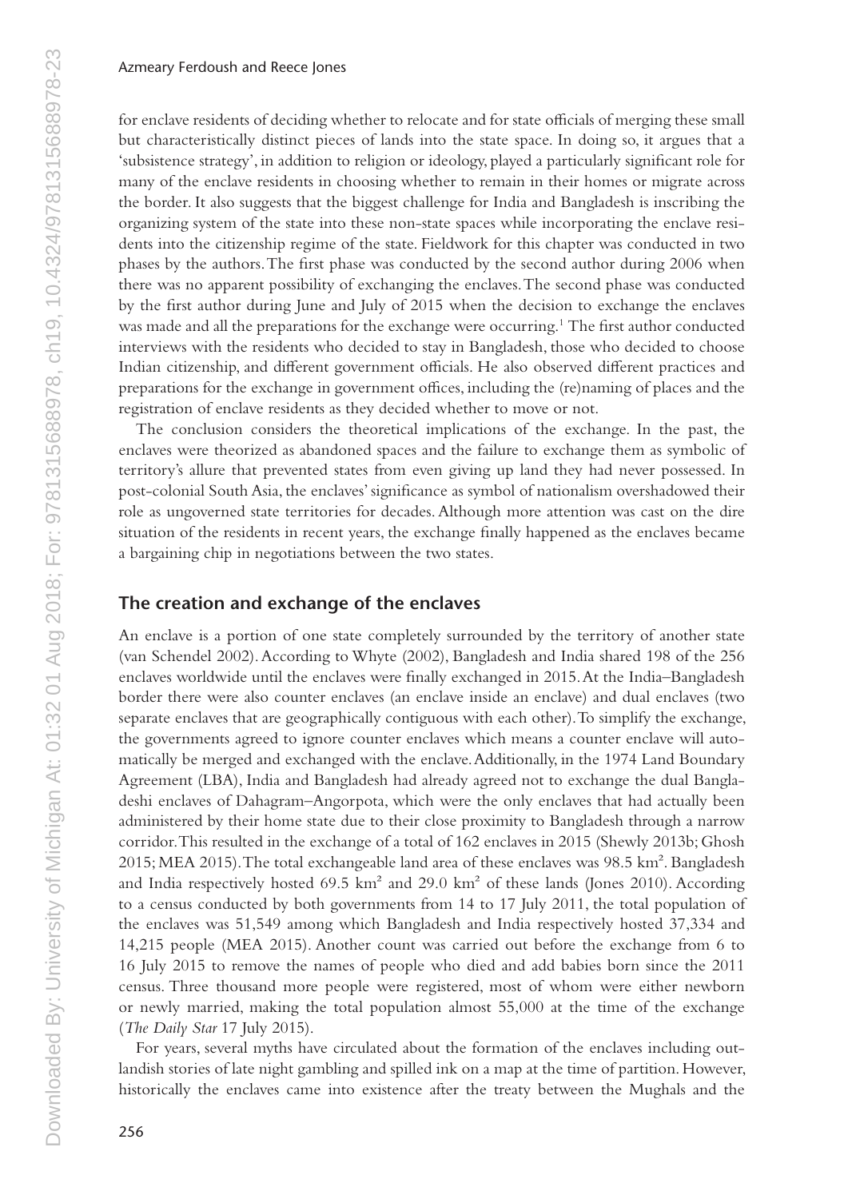for enclave residents of deciding whether to relocate and for state officials of merging these small but characteristically distinct pieces of lands into the state space. In doing so, it argues that a 'subsistence strategy', in addition to religion or ideology, played a particularly significant role for many of the enclave residents in choosing whether to remain in their homes or migrate across the border. It also suggests that the biggest challenge for India and Bangladesh is inscribing the organizing system of the state into these non-state spaces while incorporating the enclave residents into the citizenship regime of the state. Fieldwork for this chapter was conducted in two phases by the authors. The first phase was conducted by the second author during 2006 when there was no apparent possibility of exchanging the enclaves. The second phase was conducted by the first author during June and July of 2015 when the decision to exchange the enclaves was made and all the preparations for the exchange were occurring.[1] The first author conducted interviews with the residents who decided to stay in Bangladesh, those who decided to choose Indian citizenship, and different government officials. He also observed different practices and preparations for the exchange in government offices, including the (re)naming of places and the registration of enclave residents as they decided whether to move or not.

The conclusion considers the theoretical implications of the exchange. In the past, the enclaves were theorized as abandoned spaces and the failure to exchange them as symbolic of territory's allure that prevented states from even giving up land they had never possessed. In post-colonial South Asia, the enclaves' significance as symbol of nationalism overshadowed their role as ungoverned state territories for decades. Although more attention was cast on the dire situation of the residents in recent years, the exchange finally happened as the enclaves became a bargaining chip in negotiations between the two states.

## The creation and exchange of the enclaves

An enclave is a portion of one state completely surrounded by the territory of another state (van Schendel 2002). According to Whyte (2002), Bangladesh and India shared 198 of the 256 enclaves worldwide until the enclaves were finally exchanged in 2015. At the India–Bangladesh border there were also counter enclaves (an enclave inside an enclave) and dual enclaves (two separate enclaves that are geographically contiguous with each other). To simplify the exchange, the governments agreed to ignore counter enclaves which means a counter enclave will automatically be merged and exchanged with the enclave. Additionally, in the 1974 Land Boundary Agreement (LBA), India and Bangladesh had already agreed not to exchange the dual Bangladeshi enclaves of Dahagram–Angorpota, which were the only enclaves that had actually been administered by their home state due to their close proximity to Bangladesh through a narrow corridor. This resulted in the exchange of a total of 162 enclaves in 2015 (Shewly 2013b; Ghosh 2015; MEA 2015). The total exchangeable land area of these enclaves was 98.5 km². Bangladesh and India respectively hosted 69.5 km² and 29.0 km² of these lands (Jones 2010). According to a census conducted by both governments from 14 to 17 July 2011, the total population of the enclaves was 51,549 among which Bangladesh and India respectively hosted 37,334 and 14,215 people (MEA 2015). Another count was carried out before the exchange from 6 to 16 July 2015 to remove the names of people who died and add babies born since the 2011 census. Three thousand more people were registered, most of whom were either newborn or newly married, making the total population almost 55,000 at the time of the exchange (*The Daily Star* 17 July 2015).

For years, several myths have circulated about the formation of the enclaves including outlandish stories of late night gambling and spilled ink on a map at the time of partition. However, historically the enclaves came into existence after the treaty between the Mughals and the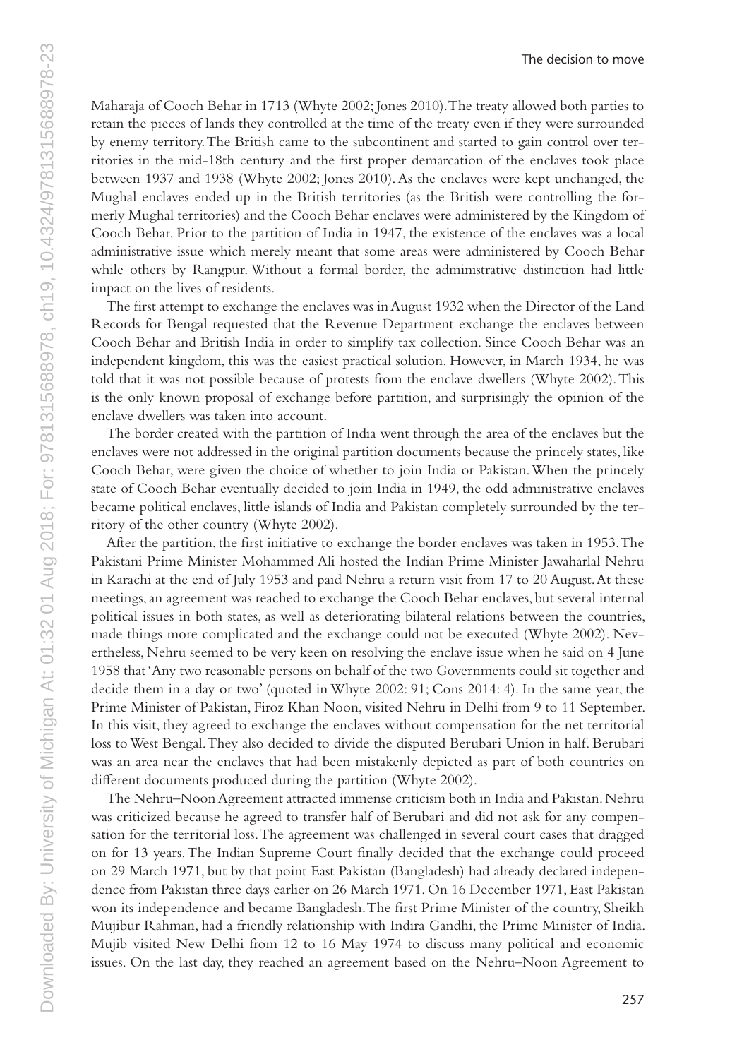Maharaja of Cooch Behar in 1713 (Whyte 2002; Jones 2010). The treaty allowed both parties to retain the pieces of lands they controlled at the time of the treaty even if they were surrounded by enemy territory. The British came to the subcontinent and started to gain control over territories in the mid-18th century and the first proper demarcation of the enclaves took place between 1937 and 1938 (Whyte 2002; Jones 2010). As the enclaves were kept unchanged, the Mughal enclaves ended up in the British territories (as the British were controlling the formerly Mughal territories) and the Cooch Behar enclaves were administered by the Kingdom of Cooch Behar. Prior to the partition of India in 1947, the existence of the enclaves was a local administrative issue which merely meant that some areas were administered by Cooch Behar while others by Rangpur. Without a formal border, the administrative distinction had little impact on the lives of residents.

The first attempt to exchange the enclaves was in August 1932 when the Director of the Land Records for Bengal requested that the Revenue Department exchange the enclaves between Cooch Behar and British India in order to simplify tax collection. Since Cooch Behar was an independent kingdom, this was the easiest practical solution. However, in March 1934, he was told that it was not possible because of protests from the enclave dwellers (Whyte 2002). This is the only known proposal of exchange before partition, and surprisingly the opinion of the enclave dwellers was taken into account.

The border created with the partition of India went through the area of the enclaves but the enclaves were not addressed in the original partition documents because the princely states, like Cooch Behar, were given the choice of whether to join India or Pakistan. When the princely state of Cooch Behar eventually decided to join India in 1949, the odd administrative enclaves became political enclaves, little islands of India and Pakistan completely surrounded by the territory of the other country (Whyte 2002).

After the partition, the first initiative to exchange the border enclaves was taken in 1953. The Pakistani Prime Minister Mohammed Ali hosted the Indian Prime Minister Jawaharlal Nehru in Karachi at the end of July 1953 and paid Nehru a return visit from 17 to 20 August. At these meetings, an agreement was reached to exchange the Cooch Behar enclaves, but several internal political issues in both states, as well as deteriorating bilateral relations between the countries, made things more complicated and the exchange could not be executed (Whyte 2002). Nevertheless, Nehru seemed to be very keen on resolving the enclave issue when he said on 4 June 1958 that 'Any two reasonable persons on behalf of the two Governments could sit together and decide them in a day or two' (quoted in Whyte 2002: 91; Cons 2014: 4). In the same year, the Prime Minister of Pakistan, Firoz Khan Noon, visited Nehru in Delhi from 9 to 11 September. In this visit, they agreed to exchange the enclaves without compensation for the net territorial loss to West Bengal. They also decided to divide the disputed Berubari Union in half. Berubari was an area near the enclaves that had been mistakenly depicted as part of both countries on different documents produced during the partition (Whyte 2002).

The Nehru–Noon Agreement attracted immense criticism both in India and Pakistan. Nehru was criticized because he agreed to transfer half of Berubari and did not ask for any compensation for the territorial loss. The agreement was challenged in several court cases that dragged on for 13 years. The Indian Supreme Court finally decided that the exchange could proceed on 29 March 1971, but by that point East Pakistan (Bangladesh) had already declared independence from Pakistan three days earlier on 26 March 1971. On 16 December 1971, East Pakistan won its independence and became Bangladesh. The first Prime Minister of the country, Sheikh Mujibur Rahman, had a friendly relationship with Indira Gandhi, the Prime Minister of India. Mujib visited New Delhi from 12 to 16 May 1974 to discuss many political and economic issues. On the last day, they reached an agreement based on the Nehru–Noon Agreement to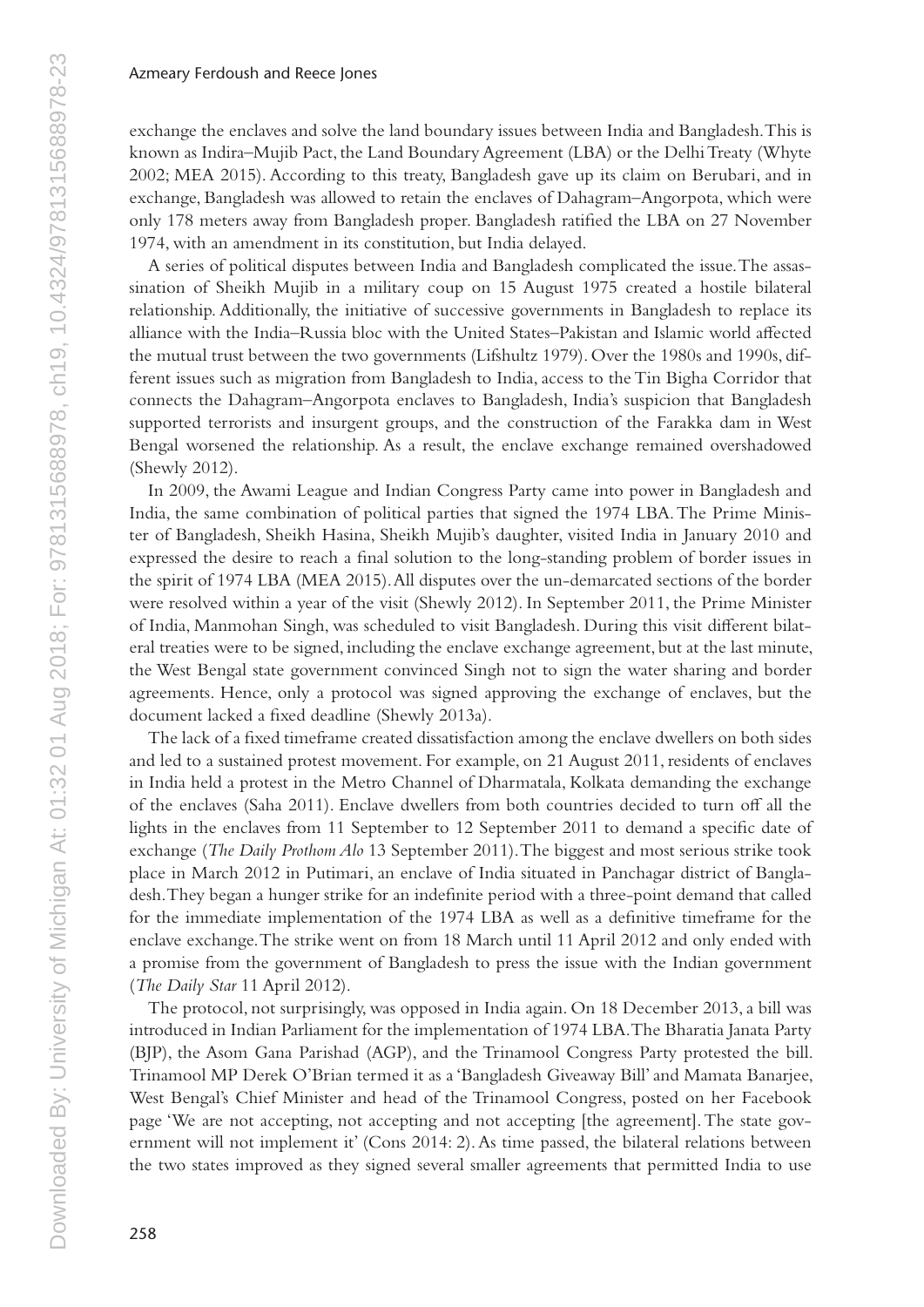exchange the enclaves and solve the land boundary issues between India and Bangladesh. This is known as Indira–Mujib Pact, the Land Boundary Agreement (LBA) or the Delhi Treaty (Whyte 2002; MEA 2015). According to this treaty, Bangladesh gave up its claim on Berubari, and in exchange, Bangladesh was allowed to retain the enclaves of Dahagram–Angorpota, which were only 178 meters away from Bangladesh proper. Bangladesh ratified the LBA on 27 November 1974, with an amendment in its constitution, but India delayed.

A series of political disputes between India and Bangladesh complicated the issue. The assassination of Sheikh Mujib in a military coup on 15 August 1975 created a hostile bilateral relationship. Additionally, the initiative of successive governments in Bangladesh to replace its alliance with the India–Russia bloc with the United States–Pakistan and Islamic world affected the mutual trust between the two governments (Lifshultz 1979). Over the 1980s and 1990s, different issues such as migration from Bangladesh to India, access to the Tin Bigha Corridor that connects the Dahagram–Angorpota enclaves to Bangladesh, India's suspicion that Bangladesh supported terrorists and insurgent groups, and the construction of the Farakka dam in West Bengal worsened the relationship. As a result, the enclave exchange remained overshadowed (Shewly 2012).

In 2009, the Awami League and Indian Congress Party came into power in Bangladesh and India, the same combination of political parties that signed the 1974 LBA. The Prime Minister of Bangladesh, Sheikh Hasina, Sheikh Mujib's daughter, visited India in January 2010 and expressed the desire to reach a final solution to the long-standing problem of border issues in the spirit of 1974 LBA (MEA 2015). All disputes over the un-demarcated sections of the border were resolved within a year of the visit (Shewly 2012). In September 2011, the Prime Minister of India, Manmohan Singh, was scheduled to visit Bangladesh. During this visit different bilateral treaties were to be signed, including the enclave exchange agreement, but at the last minute, the West Bengal state government convinced Singh not to sign the water sharing and border agreements. Hence, only a protocol was signed approving the exchange of enclaves, but the document lacked a fixed deadline (Shewly 2013a).

The lack of a fixed timeframe created dissatisfaction among the enclave dwellers on both sides and led to a sustained protest movement. For example, on 21 August 2011, residents of enclaves in India held a protest in the Metro Channel of Dharmatala, Kolkata demanding the exchange of the enclaves (Saha 2011). Enclave dwellers from both countries decided to turn off all the lights in the enclaves from 11 September to 12 September 2011 to demand a specific date of exchange (*The Daily Prothom Alo* 13 September 2011). The biggest and most serious strike took place in March 2012 in Putimari, an enclave of India situated in Panchagar district of Bangladesh. They began a hunger strike for an indefinite period with a three-point demand that called for the immediate implementation of the 1974 LBA as well as a definitive timeframe for the enclave exchange. The strike went on from 18 March until 11 April 2012 and only ended with a promise from the government of Bangladesh to press the issue with the Indian government (*The Daily Star* 11 April 2012).

The protocol, not surprisingly, was opposed in India again. On 18 December 2013, a bill was introduced in Indian Parliament for the implementation of 1974 LBA. The Bharatia Janata Party (BJP), the Asom Gana Parishad (AGP), and the Trinamool Congress Party protested the bill. Trinamool MP Derek O'Brian termed it as a 'Bangladesh Giveaway Bill' and Mamata Banarjee, West Bengal's Chief Minister and head of the Trinamool Congress, posted on her Facebook page 'We are not accepting, not accepting and not accepting [the agreement]. The state government will not implement it' (Cons 2014: 2). As time passed, the bilateral relations between the two states improved as they signed several smaller agreements that permitted India to use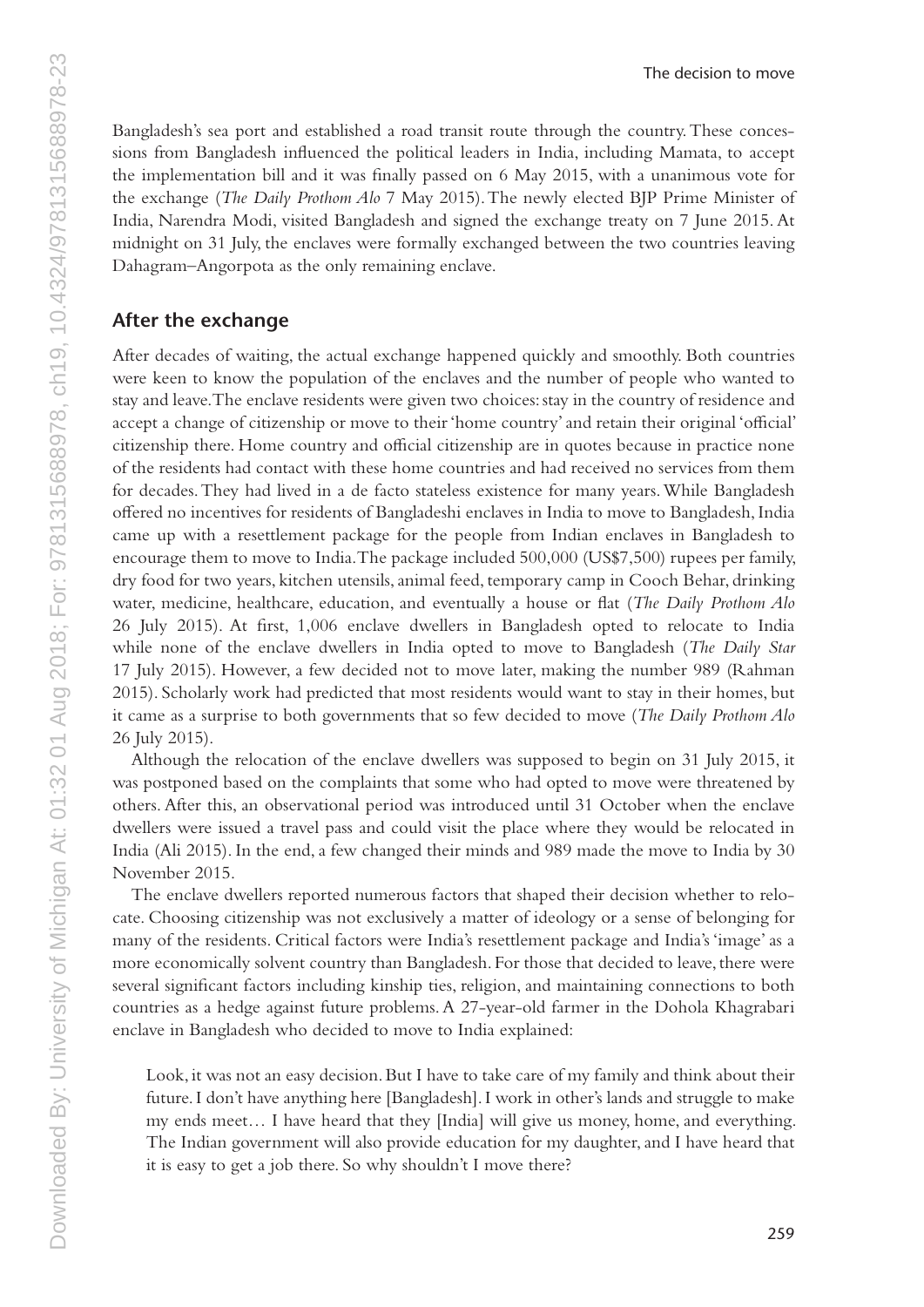Bangladesh's sea port and established a road transit route through the country. These concessions from Bangladesh influenced the political leaders in India, including Mamata, to accept the implementation bill and it was finally passed on 6 May 2015, with a unanimous vote for the exchange (*The Daily Prothom Alo* 7 May 2015). The newly elected BJP Prime Minister of India, Narendra Modi, visited Bangladesh and signed the exchange treaty on 7 June 2015. At midnight on 31 July, the enclaves were formally exchanged between the two countries leaving Dahagram–Angorpota as the only remaining enclave.

## After the exchange

After decades of waiting, the actual exchange happened quickly and smoothly. Both countries were keen to know the population of the enclaves and the number of people who wanted to stay and leave. The enclave residents were given two choices: stay in the country of residence and accept a change of citizenship or move to their 'home country' and retain their original 'official' citizenship there. Home country and official citizenship are in quotes because in practice none of the residents had contact with these home countries and had received no services from them for decades. They had lived in a de facto stateless existence for many years. While Bangladesh offered no incentives for residents of Bangladeshi enclaves in India to move to Bangladesh, India came up with a resettlement package for the people from Indian enclaves in Bangladesh to encourage them to move to India. The package included 500,000 (US$7,500) rupees per family, dry food for two years, kitchen utensils, animal feed, temporary camp in Cooch Behar, drinking water, medicine, healthcare, education, and eventually a house or flat (*The Daily Prothom Alo* 26 July 2015). At first, 1,006 enclave dwellers in Bangladesh opted to relocate to India while none of the enclave dwellers in India opted to move to Bangladesh (*The Daily Star* 17 July 2015). However, a few decided not to move later, making the number 989 (Rahman 2015). Scholarly work had predicted that most residents would want to stay in their homes, but it came as a surprise to both governments that so few decided to move (*The Daily Prothom Alo* 26 July 2015).

Although the relocation of the enclave dwellers was supposed to begin on 31 July 2015, it was postponed based on the complaints that some who had opted to move were threatened by others. After this, an observational period was introduced until 31 October when the enclave dwellers were issued a travel pass and could visit the place where they would be relocated in India (Ali 2015). In the end, a few changed their minds and 989 made the move to India by 30 November 2015.

The enclave dwellers reported numerous factors that shaped their decision whether to relocate. Choosing citizenship was not exclusively a matter of ideology or a sense of belonging for many of the residents. Critical factors were India's resettlement package and India's 'image' as a more economically solvent country than Bangladesh. For those that decided to leave, there were several significant factors including kinship ties, religion, and maintaining connections to both countries as a hedge against future problems. A 27-year-old farmer in the Dohola Khagrabari enclave in Bangladesh who decided to move to India explained:

> Look, it was not an easy decision. But I have to take care of my family and think about their future. I don't have anything here [Bangladesh]. I work in other's lands and struggle to make my ends meet… I have heard that they [India] will give us money, home, and everything. The Indian government will also provide education for my daughter, and I have heard that it is easy to get a job there. So why shouldn't I move there?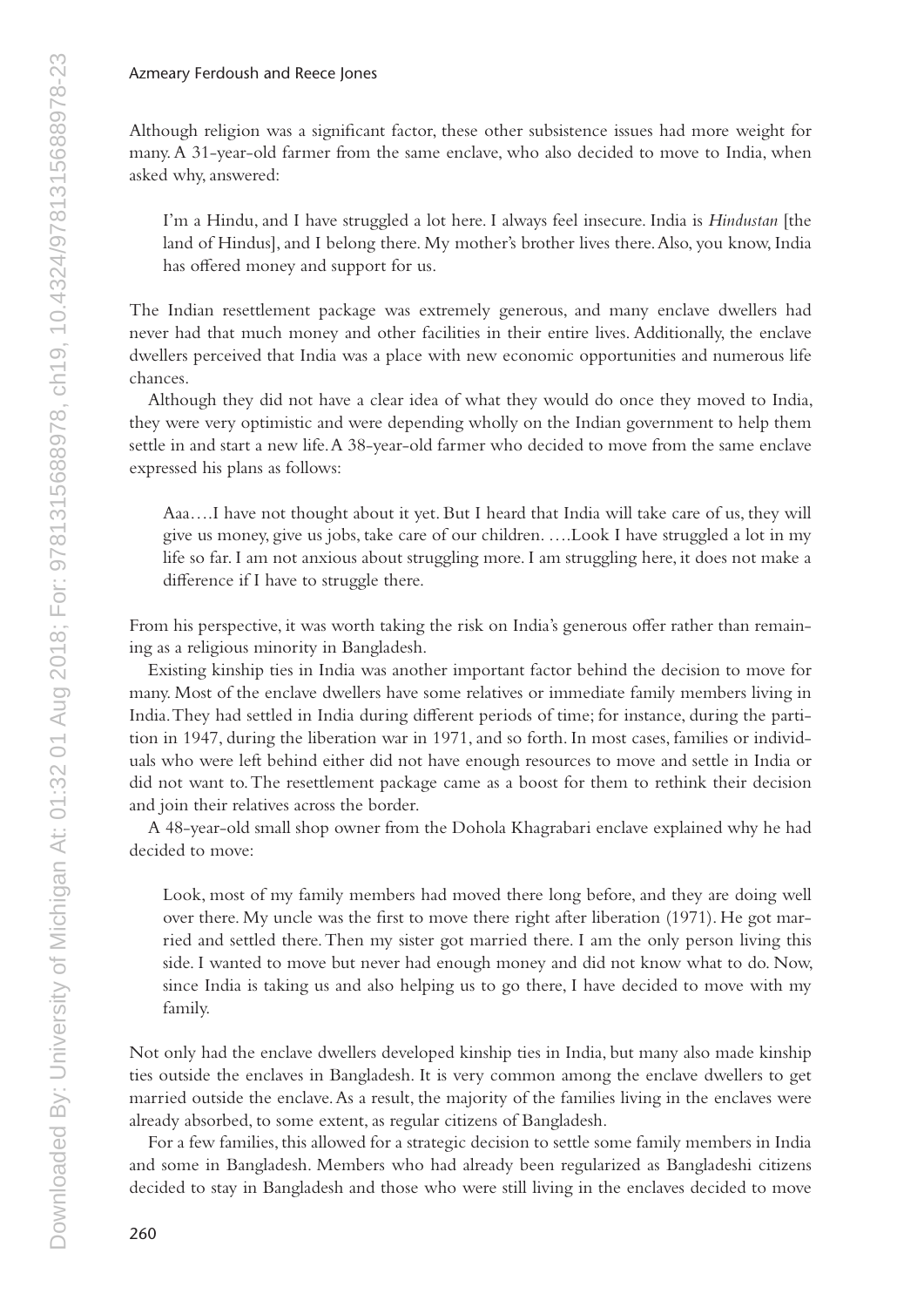Although religion was a significant factor, these other subsistence issues had more weight for many. A 31-year-old farmer from the same enclave, who also decided to move to India, when asked why, answered:

> I'm a Hindu, and I have struggled a lot here. I always feel insecure. India is *Hindustan* [the land of Hindus], and I belong there. My mother's brother lives there. Also, you know, India has offered money and support for us.

The Indian resettlement package was extremely generous, and many enclave dwellers had never had that much money and other facilities in their entire lives. Additionally, the enclave dwellers perceived that India was a place with new economic opportunities and numerous life chances.

Although they did not have a clear idea of what they would do once they moved to India, they were very optimistic and were depending wholly on the Indian government to help them settle in and start a new life. A 38-year-old farmer who decided to move from the same enclave expressed his plans as follows:

> Aaa….I have not thought about it yet. But I heard that India will take care of us, they will give us money, give us jobs, take care of our children. ….Look I have struggled a lot in my life so far. I am not anxious about struggling more. I am struggling here, it does not make a difference if I have to struggle there.

From his perspective, it was worth taking the risk on India's generous offer rather than remaining as a religious minority in Bangladesh.

Existing kinship ties in India was another important factor behind the decision to move for many. Most of the enclave dwellers have some relatives or immediate family members living in India. They had settled in India during different periods of time; for instance, during the partition in 1947, during the liberation war in 1971, and so forth. In most cases, families or individuals who were left behind either did not have enough resources to move and settle in India or did not want to. The resettlement package came as a boost for them to rethink their decision and join their relatives across the border.

A 48-year-old small shop owner from the Dohola Khagrabari enclave explained why he had decided to move:

> Look, most of my family members had moved there long before, and they are doing well over there. My uncle was the first to move there right after liberation (1971). He got married and settled there. Then my sister got married there. I am the only person living this side. I wanted to move but never had enough money and did not know what to do. Now, since India is taking us and also helping us to go there, I have decided to move with my family.

Not only had the enclave dwellers developed kinship ties in India, but many also made kinship ties outside the enclaves in Bangladesh. It is very common among the enclave dwellers to get married outside the enclave. As a result, the majority of the families living in the enclaves were already absorbed, to some extent, as regular citizens of Bangladesh.

For a few families, this allowed for a strategic decision to settle some family members in India and some in Bangladesh. Members who had already been regularized as Bangladeshi citizens decided to stay in Bangladesh and those who were still living in the enclaves decided to move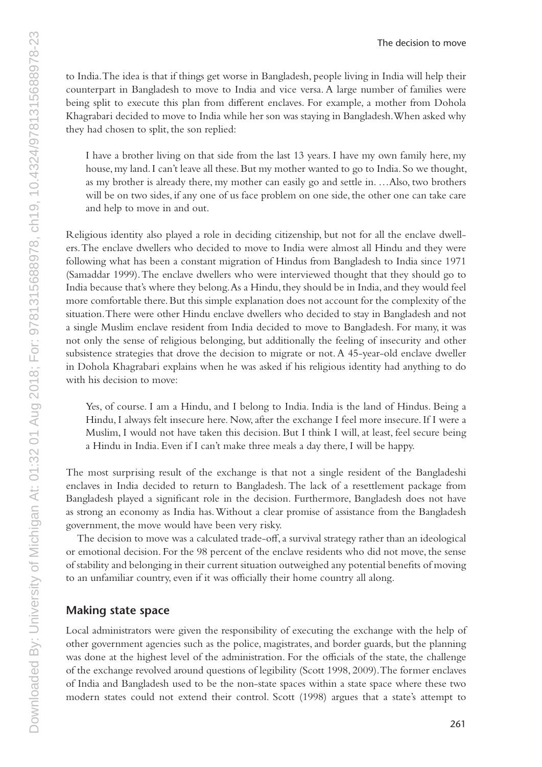to India. The idea is that if things get worse in Bangladesh, people living in India will help their counterpart in Bangladesh to move to India and vice versa. A large number of families were being split to execute this plan from different enclaves. For example, a mother from Dohola Khagrabari decided to move to India while her son was staying in Bangladesh. When asked why they had chosen to split, the son replied:

> I have a brother living on that side from the last 13 years. I have my own family here, my house, my land. I can't leave all these. But my mother wanted to go to India. So we thought, as my brother is already there, my mother can easily go and settle in. …Also, two brothers will be on two sides, if any one of us face problem on one side, the other one can take care and help to move in and out.

Religious identity also played a role in deciding citizenship, but not for all the enclave dwellers. The enclave dwellers who decided to move to India were almost all Hindu and they were following what has been a constant migration of Hindus from Bangladesh to India since 1971 (Samaddar 1999). The enclave dwellers who were interviewed thought that they should go to India because that's where they belong. As a Hindu, they should be in India, and they would feel more comfortable there. But this simple explanation does not account for the complexity of the situation. There were other Hindu enclave dwellers who decided to stay in Bangladesh and not a single Muslim enclave resident from India decided to move to Bangladesh. For many, it was not only the sense of religious belonging, but additionally the feeling of insecurity and other subsistence strategies that drove the decision to migrate or not. A 45-year-old enclave dweller in Dohola Khagrabari explains when he was asked if his religious identity had anything to do with his decision to move:

> Yes, of course. I am a Hindu, and I belong to India. India is the land of Hindus. Being a Hindu, I always felt insecure here. Now, after the exchange I feel more insecure. If I were a Muslim, I would not have taken this decision. But I think I will, at least, feel secure being a Hindu in India. Even if I can't make three meals a day there, I will be happy.

The most surprising result of the exchange is that not a single resident of the Bangladeshi enclaves in India decided to return to Bangladesh. The lack of a resettlement package from Bangladesh played a significant role in the decision. Furthermore, Bangladesh does not have as strong an economy as India has. Without a clear promise of assistance from the Bangladesh government, the move would have been very risky.

The decision to move was a calculated trade-off, a survival strategy rather than an ideological or emotional decision. For the 98 percent of the enclave residents who did not move, the sense of stability and belonging in their current situation outweighed any potential benefits of moving to an unfamiliar country, even if it was officially their home country all along.

## Making state space

Local administrators were given the responsibility of executing the exchange with the help of other government agencies such as the police, magistrates, and border guards, but the planning was done at the highest level of the administration. For the officials of the state, the challenge of the exchange revolved around questions of legibility (Scott 1998, 2009). The former enclaves of India and Bangladesh used to be the non-state spaces within a state space where these two modern states could not extend their control. Scott (1998) argues that a state's attempt to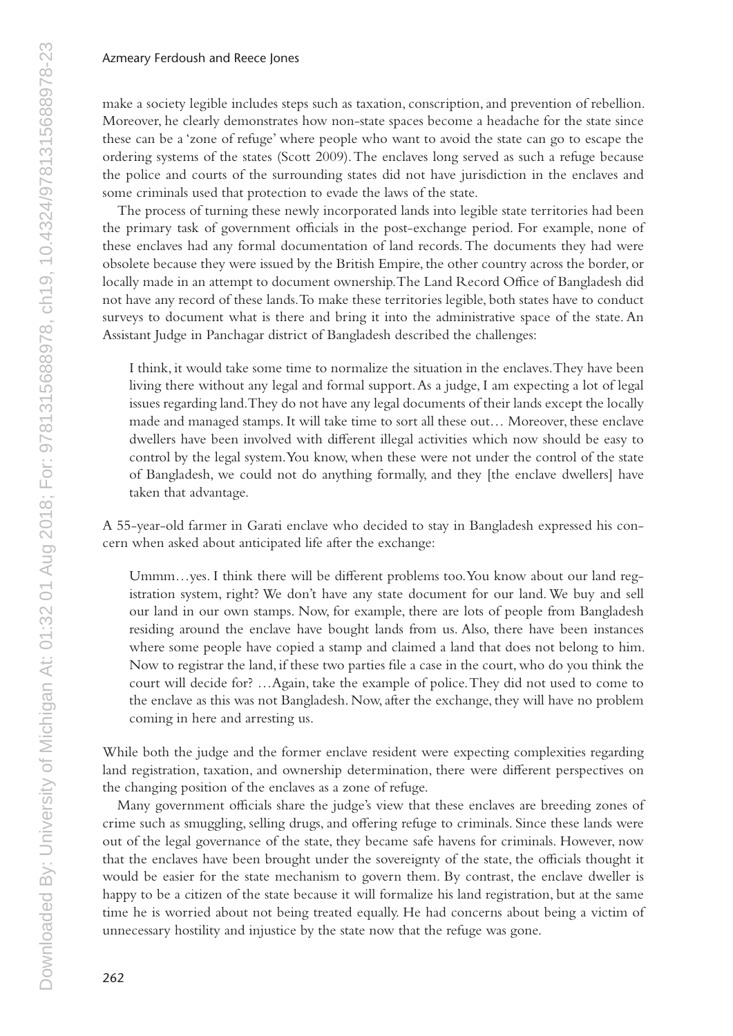make a society legible includes steps such as taxation, conscription, and prevention of rebellion. Moreover, he clearly demonstrates how non-state spaces become a headache for the state since these can be a 'zone of refuge' where people who want to avoid the state can go to escape the ordering systems of the states (Scott 2009). The enclaves long served as such a refuge because the police and courts of the surrounding states did not have jurisdiction in the enclaves and some criminals used that protection to evade the laws of the state.

The process of turning these newly incorporated lands into legible state territories had been the primary task of government officials in the post-exchange period. For example, none of these enclaves had any formal documentation of land records. The documents they had were obsolete because they were issued by the British Empire, the other country across the border, or locally made in an attempt to document ownership. The Land Record Office of Bangladesh did not have any record of these lands. To make these territories legible, both states have to conduct surveys to document what is there and bring it into the administrative space of the state. An Assistant Judge in Panchagar district of Bangladesh described the challenges:

> I think, it would take some time to normalize the situation in the enclaves. They have been living there without any legal and formal support. As a judge, I am expecting a lot of legal issues regarding land. They do not have any legal documents of their lands except the locally made and managed stamps. It will take time to sort all these out… Moreover, these enclave dwellers have been involved with different illegal activities which now should be easy to control by the legal system. You know, when these were not under the control of the state of Bangladesh, we could not do anything formally, and they [the enclave dwellers] have taken that advantage.

A 55-year-old farmer in Garati enclave who decided to stay in Bangladesh expressed his concern when asked about anticipated life after the exchange:

> Ummm…yes. I think there will be different problems too. You know about our land registration system, right? We don't have any state document for our land. We buy and sell our land in our own stamps. Now, for example, there are lots of people from Bangladesh residing around the enclave have bought lands from us. Also, there have been instances where some people have copied a stamp and claimed a land that does not belong to him. Now to registrar the land, if these two parties file a case in the court, who do you think the court will decide for? …Again, take the example of police. They did not used to come to the enclave as this was not Bangladesh. Now, after the exchange, they will have no problem coming in here and arresting us.

While both the judge and the former enclave resident were expecting complexities regarding land registration, taxation, and ownership determination, there were different perspectives on the changing position of the enclaves as a zone of refuge.

Many government officials share the judge's view that these enclaves are breeding zones of crime such as smuggling, selling drugs, and offering refuge to criminals. Since these lands were out of the legal governance of the state, they became safe havens for criminals. However, now that the enclaves have been brought under the sovereignty of the state, the officials thought it would be easier for the state mechanism to govern them. By contrast, the enclave dweller is happy to be a citizen of the state because it will formalize his land registration, but at the same time he is worried about not being treated equally. He had concerns about being a victim of unnecessary hostility and injustice by the state now that the refuge was gone.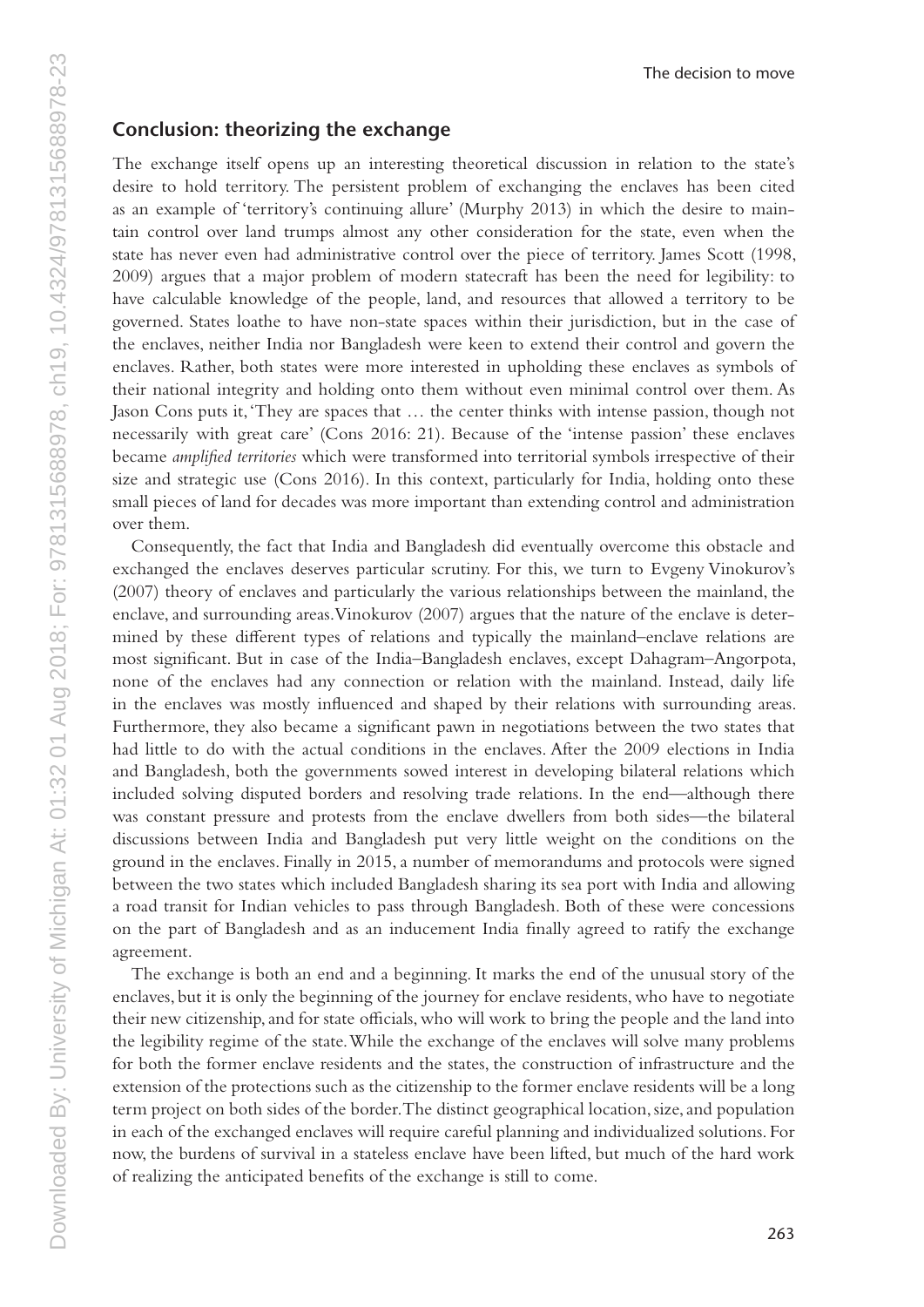## Conclusion: theorizing the exchange

The exchange itself opens up an interesting theoretical discussion in relation to the state's desire to hold territory. The persistent problem of exchanging the enclaves has been cited as an example of 'territory's continuing allure' (Murphy 2013) in which the desire to maintain control over land trumps almost any other consideration for the state, even when the state has never even had administrative control over the piece of territory. James Scott (1998, 2009) argues that a major problem of modern statecraft has been the need for legibility: to have calculable knowledge of the people, land, and resources that allowed a territory to be governed. States loathe to have non-state spaces within their jurisdiction, but in the case of the enclaves, neither India nor Bangladesh were keen to extend their control and govern the enclaves. Rather, both states were more interested in upholding these enclaves as symbols of their national integrity and holding onto them without even minimal control over them. As Jason Cons puts it, 'They are spaces that … the center thinks with intense passion, though not necessarily with great care' (Cons 2016: 21). Because of the 'intense passion' these enclaves became *amplified territories* which were transformed into territorial symbols irrespective of their size and strategic use (Cons 2016). In this context, particularly for India, holding onto these small pieces of land for decades was more important than extending control and administration over them.

Consequently, the fact that India and Bangladesh did eventually overcome this obstacle and exchanged the enclaves deserves particular scrutiny. For this, we turn to Evgeny Vinokurov's (2007) theory of enclaves and particularly the various relationships between the mainland, the enclave, and surrounding areas. Vinokurov (2007) argues that the nature of the enclave is determined by these different types of relations and typically the mainland–enclave relations are most significant. But in case of the India–Bangladesh enclaves, except Dahagram–Angorpota, none of the enclaves had any connection or relation with the mainland. Instead, daily life in the enclaves was mostly influenced and shaped by their relations with surrounding areas. Furthermore, they also became a significant pawn in negotiations between the two states that had little to do with the actual conditions in the enclaves. After the 2009 elections in India and Bangladesh, both the governments sowed interest in developing bilateral relations which included solving disputed borders and resolving trade relations. In the end—although there was constant pressure and protests from the enclave dwellers from both sides—the bilateral discussions between India and Bangladesh put very little weight on the conditions on the ground in the enclaves. Finally in 2015, a number of memorandums and protocols were signed between the two states which included Bangladesh sharing its sea port with India and allowing a road transit for Indian vehicles to pass through Bangladesh. Both of these were concessions on the part of Bangladesh and as an inducement India finally agreed to ratify the exchange agreement.

The exchange is both an end and a beginning. It marks the end of the unusual story of the enclaves, but it is only the beginning of the journey for enclave residents, who have to negotiate their new citizenship, and for state officials, who will work to bring the people and the land into the legibility regime of the state. While the exchange of the enclaves will solve many problems for both the former enclave residents and the states, the construction of infrastructure and the extension of the protections such as the citizenship to the former enclave residents will be a long term project on both sides of the border. The distinct geographical location, size, and population in each of the exchanged enclaves will require careful planning and individualized solutions. For now, the burdens of survival in a stateless enclave have been lifted, but much of the hard work of realizing the anticipated benefits of the exchange is still to come.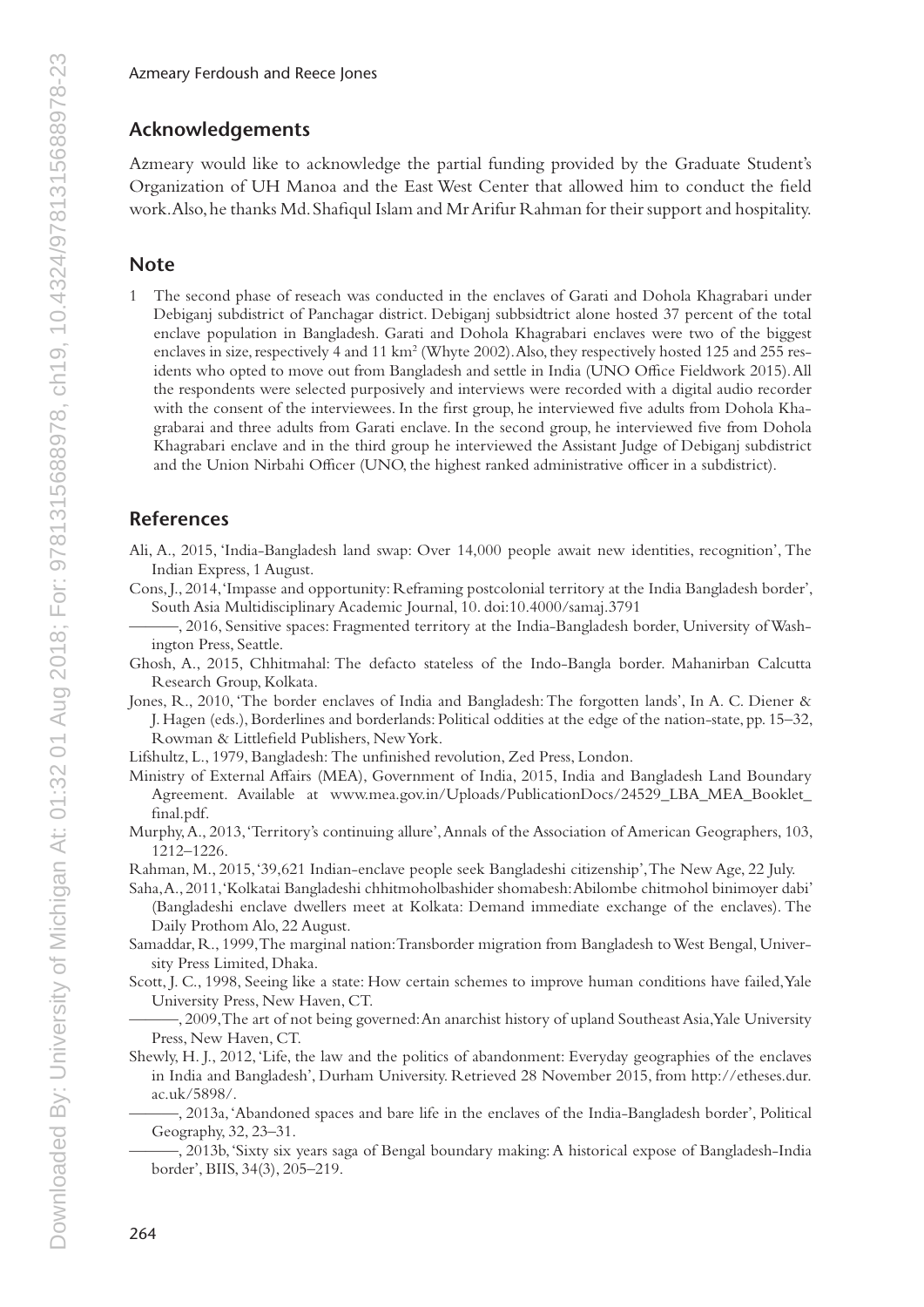## Acknowledgements

Azmeary would like to acknowledge the partial funding provided by the Graduate Student's Organization of UH Manoa and the East West Center that allowed him to conduct the field work. Also, he thanks Md. Shafiqul Islam and Mr Arifur Rahman for their support and hospitality.

## Note

1 The second phase of reseach was conducted in the enclaves of Garati and Dohola Khagrabari under Debiganj subdistrict of Panchagar district. Debiganj subbsidtrict alone hosted 37 percent of the total enclave population in Bangladesh. Garati and Dohola Khagrabari enclaves were two of the biggest enclaves in size, respectively 4 and 11 km² (Whyte 2002). Also, they respectively hosted 125 and 255 residents who opted to move out from Bangladesh and settle in India (UNO Office Fieldwork 2015). All the respondents were selected purposively and interviews were recorded with a digital audio recorder with the consent of the interviewees. In the first group, he interviewed five adults from Dohola Khagrabarai and three adults from Garati enclave. In the second group, he interviewed five from Dohola Khagrabari enclave and in the third group he interviewed the Assistant Judge of Debiganj subdistrict and the Union Nirbahi Officer (UNO, the highest ranked administrative officer in a subdistrict).

## References

Ali, A., 2015, 'India-Bangladesh land swap: Over 14,000 people await new identities, recognition', The Indian Express, 1 August.

Cons, J., 2014, 'Impasse and opportunity: Reframing postcolonial territory at the India Bangladesh border', South Asia Multidisciplinary Academic Journal, 10. doi:10.4000/samaj.3791

———, 2016, Sensitive spaces: Fragmented territory at the India-Bangladesh border, University of Washington Press, Seattle.

Ghosh, A., 2015, Chhitmahal: The defacto stateless of the Indo-Bangla border. Mahanirban Calcutta Research Group, Kolkata.

Jones, R., 2010, 'The border enclaves of India and Bangladesh: The forgotten lands', In A. C. Diener & J. Hagen (eds.), Borderlines and borderlands: Political oddities at the edge of the nation-state, pp. 15–32, Rowman & Littlefield Publishers, New York.

Lifshultz, L., 1979, Bangladesh: The unfinished revolution, Zed Press, London.

Ministry of External Affairs (MEA), Government of India, 2015, India and Bangladesh Land Boundary Agreement. Available at www.mea.gov.in/Uploads/PublicationDocs/24529_LBA_MEA_Booklet_final.pdf.

Murphy, A., 2013, 'Territory's continuing allure', Annals of the Association of American Geographers, 103, 1212–1226.

Rahman, M., 2015, '39,621 Indian-enclave people seek Bangladeshi citizenship', The New Age, 22 July.

Saha, A., 2011, 'Kolkatai Bangladeshi chhitmoholbashider shomabesh: Abilombe chitmohol binimoyer dabi' (Bangladeshi enclave dwellers meet at Kolkata: Demand immediate exchange of the enclaves). The Daily Prothom Alo, 22 August.

Samaddar, R., 1999, The marginal nation: Transborder migration from Bangladesh to West Bengal, University Press Limited, Dhaka.

Scott, J. C., 1998, Seeing like a state: How certain schemes to improve human conditions have failed, Yale University Press, New Haven, CT.

———, 2009, The art of not being governed: An anarchist history of upland Southeast Asia, Yale University Press, New Haven, CT.

Shewly, H. J., 2012, 'Life, the law and the politics of abandonment: Everyday geographies of the enclaves in India and Bangladesh', Durham University. Retrieved 28 November 2015, from http://etheses.dur.ac.uk/5898/.

———, 2013a, 'Abandoned spaces and bare life in the enclaves of the India-Bangladesh border', Political Geography, 32, 23–31.

———, 2013b, 'Sixty six years saga of Bengal boundary making: A historical expose of Bangladesh-India border', BIIS, 34(3), 205–219.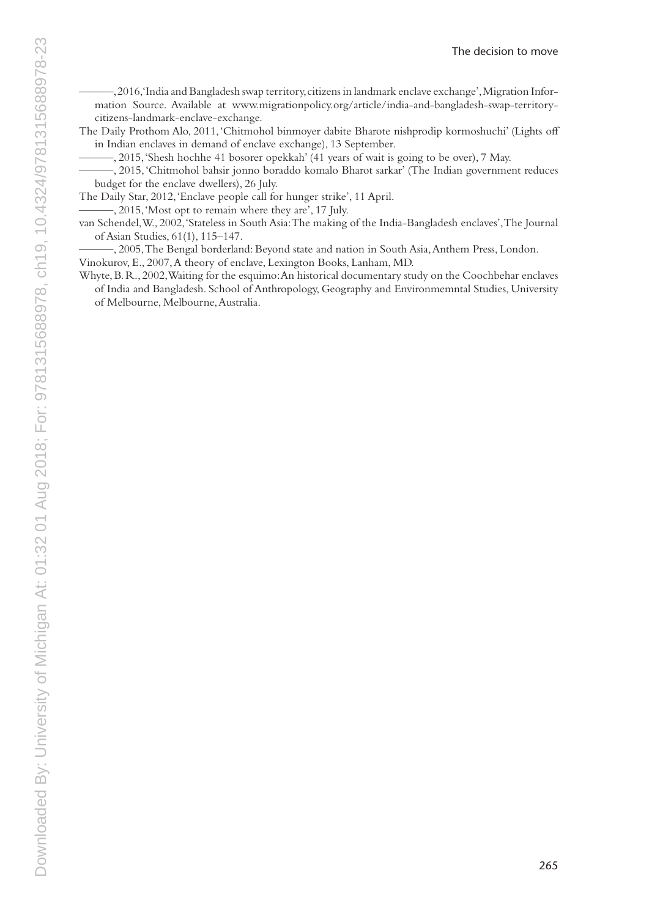———, 2016, 'India and Bangladesh swap territory, citizens in landmark enclave exchange', Migration Information Source. Available at www.migrationpolicy.org/article/india-and-bangladesh-swap-territory-citizens-landmark-enclave-exchange.

The Daily Prothom Alo, 2011, 'Chitmohol binmoyer dabite Bharote nishprodip kormoshuchi' (Lights off in Indian enclaves in demand of enclave exchange), 13 September.

———, 2015, 'Shesh hochhe 41 bosorer opekkah' (41 years of wait is going to be over), 7 May.

———, 2015, 'Chitmohol bahsir jonno boraddo komalo Bharot sarkar' (The Indian government reduces budget for the enclave dwellers), 26 July.

The Daily Star, 2012, 'Enclave people call for hunger strike', 11 April.

———, 2015, 'Most opt to remain where they are', 17 July.

van Schendel, W., 2002, 'Stateless in South Asia: The making of the India-Bangladesh enclaves', The Journal of Asian Studies, 61(1), 115–147.

———, 2005, The Bengal borderland: Beyond state and nation in South Asia, Anthem Press, London.

Vinokurov, E., 2007, A theory of enclave, Lexington Books, Lanham, MD.

Whyte, B. R., 2002, Waiting for the esquimo: An historical documentary study on the Coochbehar enclaves of India and Bangladesh. School of Anthropology, Geography and Environmemntal Studies, University of Melbourne, Melbourne, Australia.